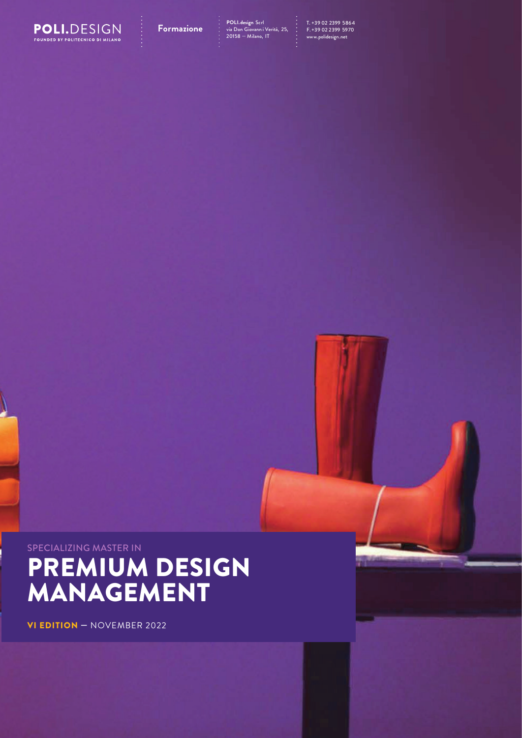**POLI.DESIGN**
FOUNDED BY POLITECNICO DI MILANO

**Formazione**

**POLI.design** Scrl
via Don Giovanni Verità, 25,
20158 – Milano, IT

T. +39 02 2399 5864
F. +39 02 2399 5970
www.polidesign.net

SPECIALIZING MASTER IN

# PREMIUM DESIGN MANAGEMENT

**VI EDITION** – NOVEMBER 2022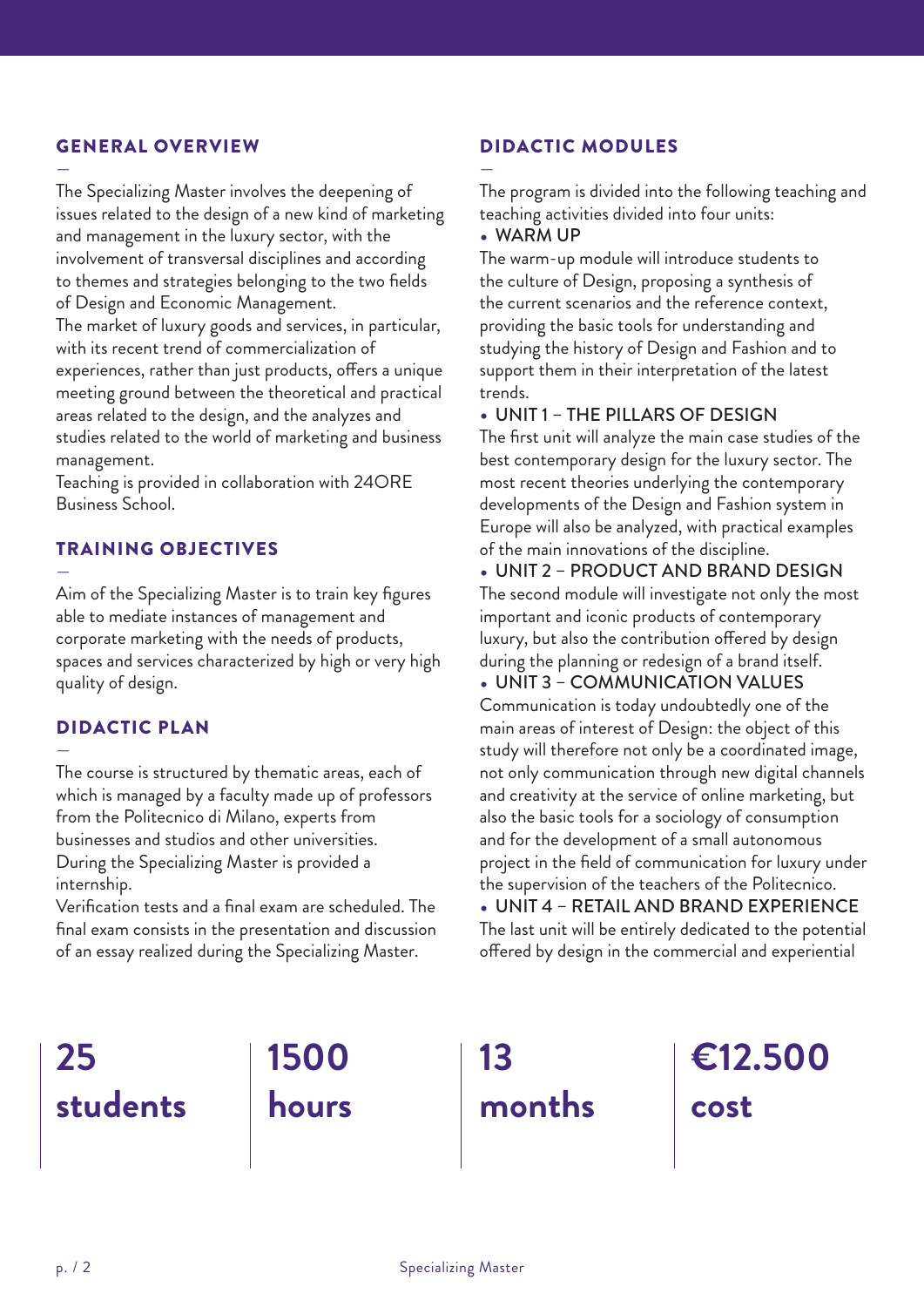## GENERAL OVERVIEW

The Specializing Master involves the deepening of issues related to the design of a new kind of marketing and management in the luxury sector, with the involvement of transversal disciplines and according to themes and strategies belonging to the two fields of Design and Economic Management.
The market of luxury goods and services, in particular, with its recent trend of commercialization of experiences, rather than just products, offers a unique meeting ground between the theoretical and practical areas related to the design, and the analyzes and studies related to the world of marketing and business management.
Teaching is provided in collaboration with 24ORE Business School.

## TRAINING OBJECTIVES

Aim of the Specializing Master is to train key figures able to mediate instances of management and corporate marketing with the needs of products, spaces and services characterized by high or very high quality of design.

## DIDACTIC PLAN

The course is structured by thematic areas, each of which is managed by a faculty made up of professors from the Politecnico di Milano, experts from businesses and studios and other universities.
During the Specializing Master is provided a internship.
Verification tests and a final exam are scheduled. The final exam consists in the presentation and discussion of an essay realized during the Specializing Master.

## DIDACTIC MODULES

The program is divided into the following teaching and teaching activities divided into four units:

- WARM UP

The warm-up module will introduce students to the culture of Design, proposing a synthesis of the current scenarios and the reference context, providing the basic tools for understanding and studying the history of Design and Fashion and to support them in their interpretation of the latest trends.

- UNIT 1 – THE PILLARS OF DESIGN

The first unit will analyze the main case studies of the best contemporary design for the luxury sector. The most recent theories underlying the contemporary developments of the Design and Fashion system in Europe will also be analyzed, with practical examples of the main innovations of the discipline.

- UNIT 2 – PRODUCT AND BRAND DESIGN

The second module will investigate not only the most important and iconic products of contemporary luxury, but also the contribution offered by design during the planning or redesign of a brand itself.

- UNIT 3 – COMMUNICATION VALUES

Communication is today undoubtedly one of the main areas of interest of Design: the object of this study will therefore not only be a coordinated image, not only communication through new digital channels and creativity at the service of online marketing, but also the basic tools for a sociology of consumption and for the development of a small autonomous project in the field of communication for luxury under the supervision of the teachers of the Politecnico.

- UNIT 4 – RETAIL AND BRAND EXPERIENCE

The last unit will be entirely dedicated to the potential offered by design in the commercial and experiential

**25 students**

**1500 hours**

**13 months**

**€12.500 cost**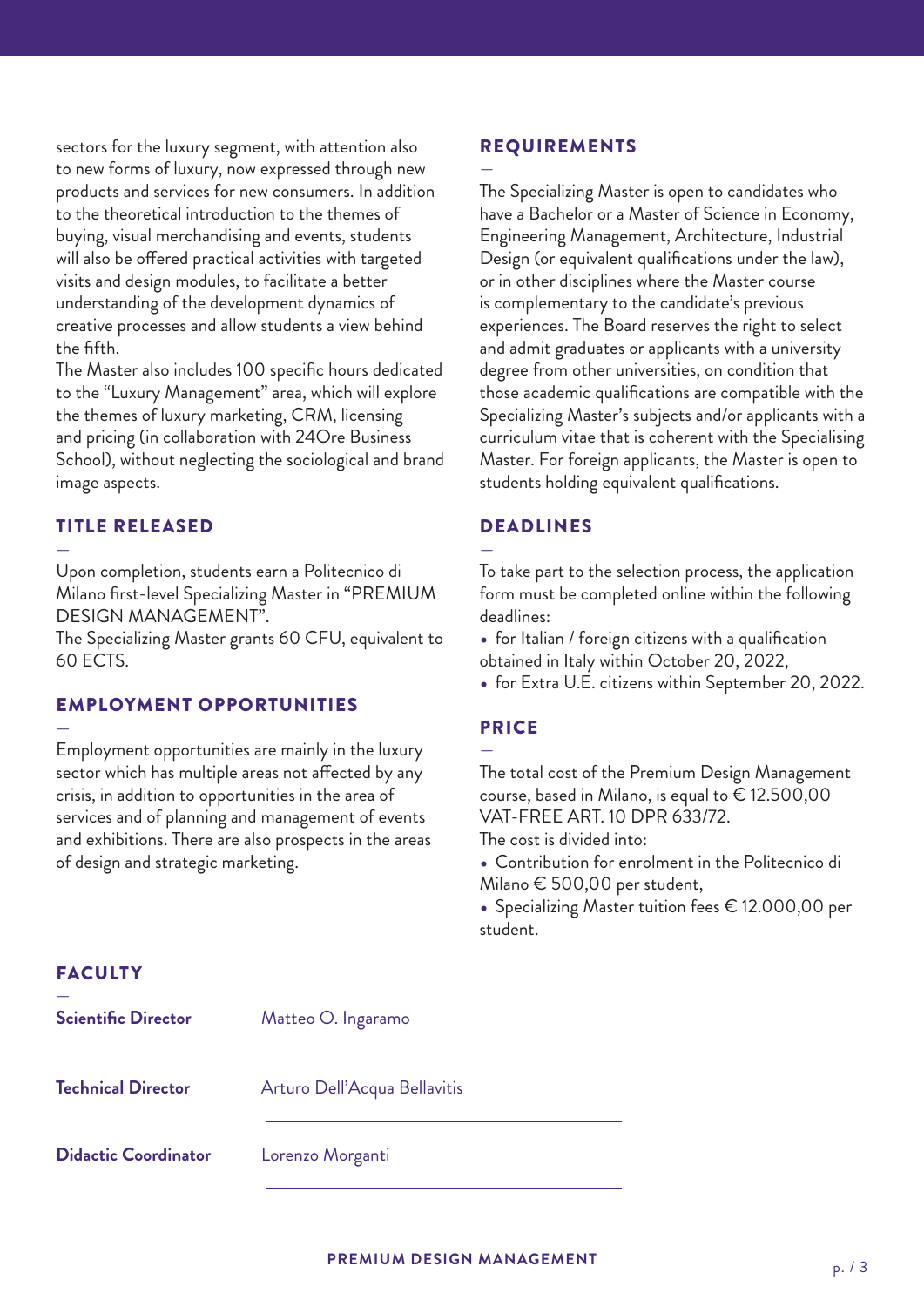sectors for the luxury segment, with attention also to new forms of luxury, now expressed through new products and services for new consumers. In addition to the theoretical introduction to the themes of buying, visual merchandising and events, students will also be offered practical activities with targeted visits and design modules, to facilitate a better understanding of the development dynamics of creative processes and allow students a view behind the fifth.
The Master also includes 100 specific hours dedicated to the "Luxury Management" area, which will explore the themes of luxury marketing, CRM, licensing and pricing (in collaboration with 24Ore Business School), without neglecting the sociological and brand image aspects.

## TITLE RELEASED

Upon completion, students earn a Politecnico di Milano first-level Specializing Master in "PREMIUM DESIGN MANAGEMENT".
The Specializing Master grants 60 CFU, equivalent to 60 ECTS.

## EMPLOYMENT OPPORTUNITIES

Employment opportunities are mainly in the luxury sector which has multiple areas not affected by any crisis, in addition to opportunities in the area of services and of planning and management of events and exhibitions. There are also prospects in the areas of design and strategic marketing.

## REQUIREMENTS

The Specializing Master is open to candidates who have a Bachelor or a Master of Science in Economy, Engineering Management, Architecture, Industrial Design (or equivalent qualifications under the law), or in other disciplines where the Master course is complementary to the candidate's previous experiences. The Board reserves the right to select and admit graduates or applicants with a university degree from other universities, on condition that those academic qualifications are compatible with the Specializing Master's subjects and/or applicants with a curriculum vitae that is coherent with the Specialising Master. For foreign applicants, the Master is open to students holding equivalent qualifications.

## DEADLINES

To take part to the selection process, the application form must be completed online within the following deadlines:

- for Italian / foreign citizens with a qualification obtained in Italy within October 20, 2022,
- for Extra U.E. citizens within September 20, 2022.

## PRICE

The total cost of the Premium Design Management course, based in Milano, is equal to € 12.500,00 VAT-FREE ART. 10 DPR 633/72.
The cost is divided into:

- Contribution for enrolment in the Politecnico di Milano € 500,00 per student,
- Specializing Master tuition fees € 12.000,00 per student.

## FACULTY

| | |
|---|---|
| **Scientific Director** | Matteo O. Ingaramo |
| **Technical Director** | Arturo Dell'Acqua Bellavitis |
| **Didactic Coordinator** | Lorenzo Morganti |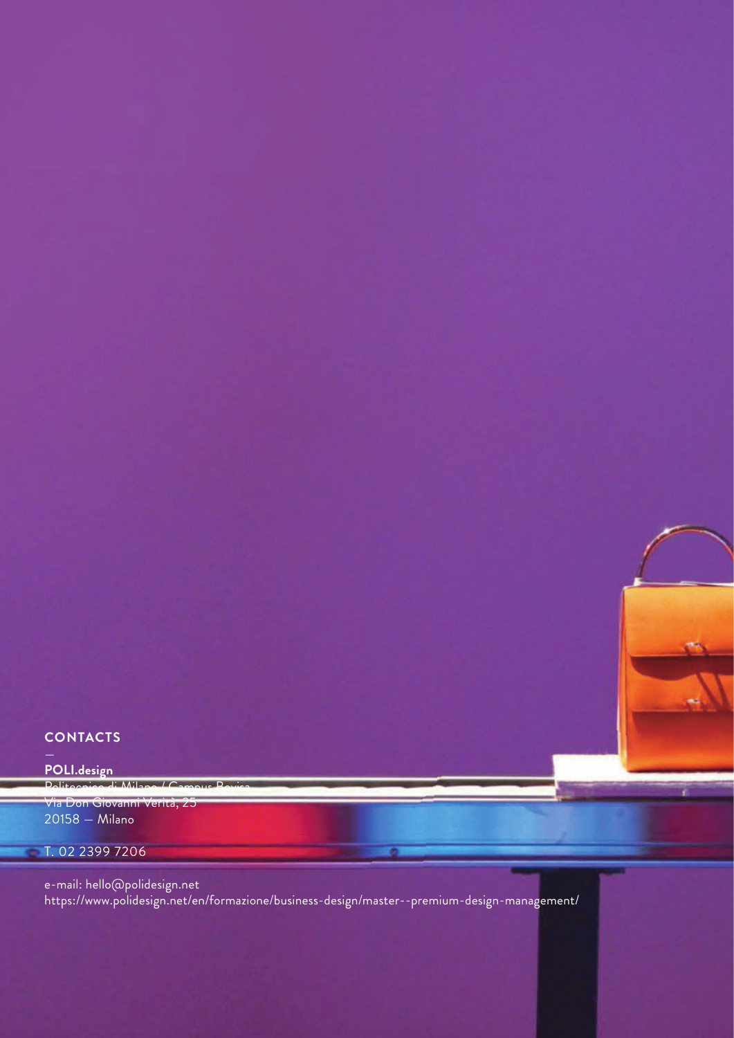## CONTACTS

—

**POLI.design**
Politecnico di Milano / Campus Bovisa
Via Don Giovanni Verità, 25
20158 – Milano

T. 02 2399 7206

e-mail: hello@polidesign.net
https://www.polidesign.net/en/formazione/business-design/master--premium-design-management/